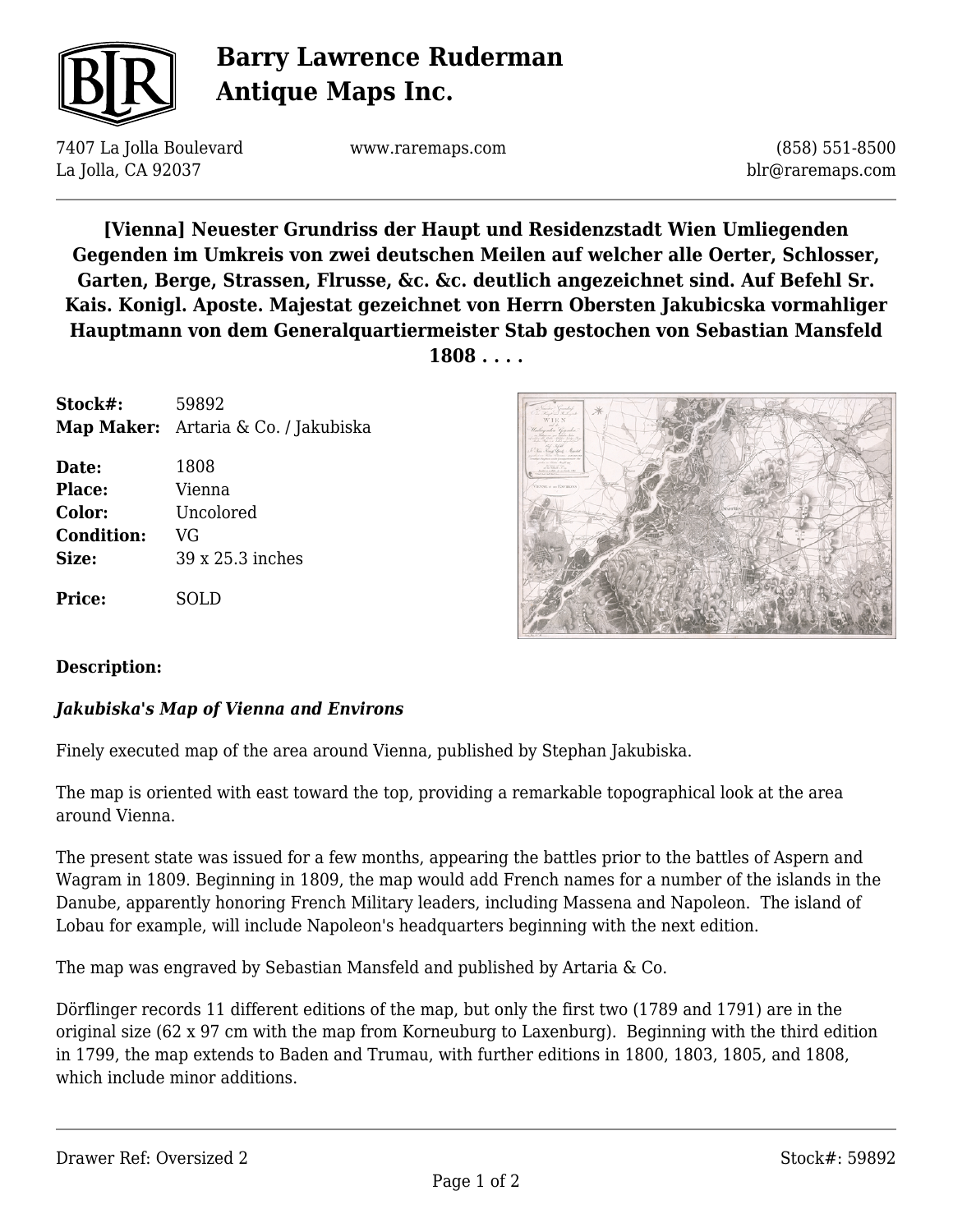# Barry Lawrence Ruderman Antique Maps Inc.

7407 La Jolla Boulevard
La Jolla, CA 92037

www.raremaps.com

(858) 551-8500
blr@raremaps.com

## [Vienna] Neuester Grundriss der Haupt und Residenzstadt Wien Umliegenden Gegenden im Umkreis von zwei deutschen Meilen auf welcher alle Oerter, Schlosser, Garten, Berge, Strassen, Flrusse, &c. &c. deutlich angezeichnet sind. Auf Befehl Sr. Kais. Konigl. Aposte. Majestat gezeichnet von Herrn Obersten Jakubicska vormahliger Hauptmann von dem Generalquartiermeister Stab gestochen von Sebastian Mansfeld 1808 . . . .

**Stock#:** 59892
**Map Maker:** Artaria & Co. / Jakubiska

**Date:** 1808
**Place:** Vienna
**Color:** Uncolored
**Condition:** VG
**Size:** 39 x 25.3 inches

**Price:** SOLD

**Description:**

***Jakubiska's Map of Vienna and Environs***

Finely executed map of the area around Vienna, published by Stephan Jakubiska.

The map is oriented with east toward the top, providing a remarkable topographical look at the area around Vienna.

The present state was issued for a few months, appearing the battles prior to the battles of Aspern and Wagram in 1809. Beginning in 1809, the map would add French names for a number of the islands in the Danube, apparently honoring French Military leaders, including Massena and Napoleon. The island of Lobau for example, will include Napoleon's headquarters beginning with the next edition.

The map was engraved by Sebastian Mansfeld and published by Artaria & Co.

Dörflinger records 11 different editions of the map, but only the first two (1789 and 1791) are in the original size (62 x 97 cm with the map from Korneuburg to Laxenburg). Beginning with the third edition in 1799, the map extends to Baden and Trumau, with further editions in 1800, 1803, 1805, and 1808, which include minor additions.

Drawer Ref: Oversized 2

Stock#: 59892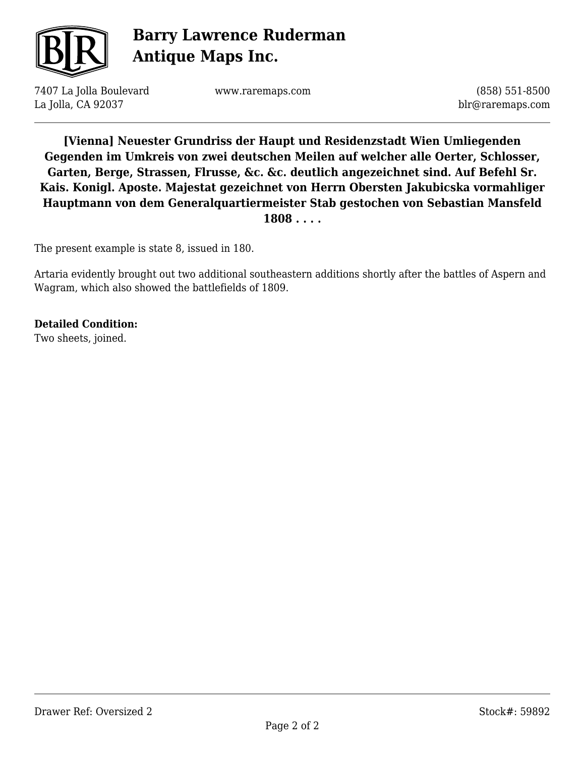**[Vienna] Neuester Grundriss der Haupt und Residenzstadt Wien Umliegenden Gegenden im Umkreis von zwei deutschen Meilen auf welcher alle Oerter, Schlosser, Garten, Berge, Strassen, Flrusse, &c. &c. deutlich angezeichnet sind. Auf Befehl Sr. Kais. Konigl. Aposte. Majestat gezeichnet von Herrn Obersten Jakubicska vormahliger Hauptmann von dem Generalquartiermeister Stab gestochen von Sebastian Mansfeld 1808 . . . .**

The present example is state 8, issued in 180.

Artaria evidently brought out two additional southeastern additions shortly after the battles of Aspern and Wagram, which also showed the battlefields of 1809.

**Detailed Condition:**
Two sheets, joined.

Drawer Ref: Oversized 2

Stock#: 59892